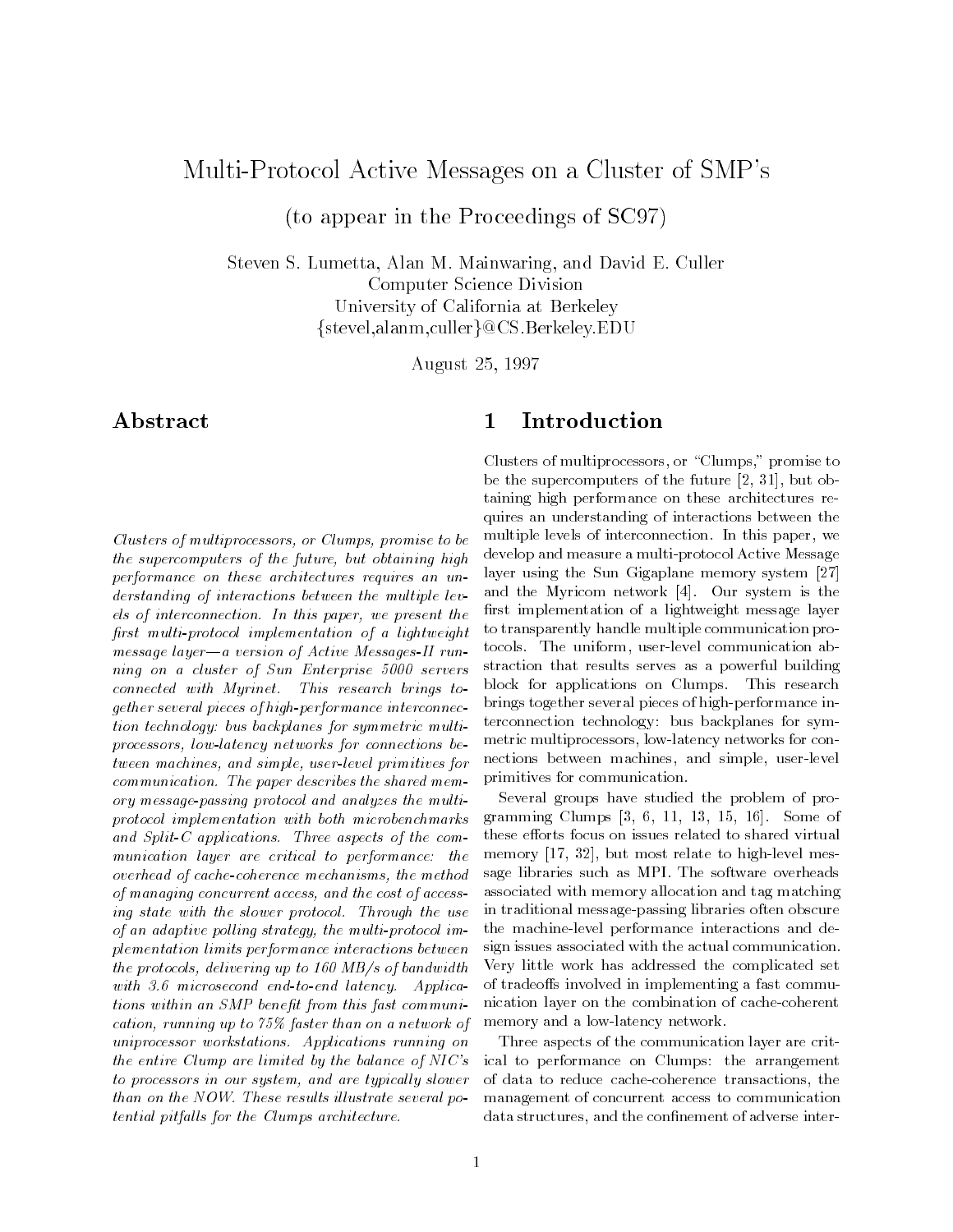# Multi-Protocol Active Messages on a Cluster of SMP's

(to appear in the Proceedings of SC97)

Steven S. Lumetta, Alan M. Mainwaring, and David E. Culler
Computer Science Division
University of California at Berkeley
{stevel,alanm,culler}@CS.Berkeley.EDU

August 25, 1997

## Abstract

*Clusters of multiprocessors, or Clumps, promise to be the supercomputers of the future, but obtaining high performance on these architectures requires an understanding of interactions between the multiple levels of interconnection. In this paper, we present the first multi-protocol implementation of a lightweight message layer—a version of Active Messages-II running on a cluster of Sun Enterprise 5000 servers connected with Myrinet. This research brings together several pieces of high-performance interconnection technology: bus backplanes for symmetric multiprocessors, low-latency networks for connections between machines, and simple, user-level primitives for communication. The paper describes the shared memory message-passing protocol and analyzes the multiprotocol implementation with both microbenchmarks and Split-C applications. Three aspects of the communication layer are critical to performance: the overhead of cache-coherence mechanisms, the method of managing concurrent access, and the cost of accessing state with the slower protocol. Through the use of an adaptive polling strategy, the multi-protocol implementation limits performance interactions between the protocols, delivering up to 160 MB/s of bandwidth with 3.6 microsecond end-to-end latency. Applications within an SMP benefit from this fast communication, running up to 75% faster than on a network of uniprocessor workstations. Applications running on the entire Clump are limited by the balance of NIC's to processors in our system, and are typically slower than on the NOW. These results illustrate several potential pitfalls for the Clumps architecture.*

## 1 Introduction

Clusters of multiprocessors, or "Clumps," promise to be the supercomputers of the future [2, 31], but obtaining high performance on these architectures requires an understanding of interactions between the multiple levels of interconnection. In this paper, we develop and measure a multi-protocol Active Message layer using the Sun Gigaplane memory system [27] and the Myricom network [4]. Our system is the first implementation of a lightweight message layer to transparently handle multiple communication protocols. The uniform, user-level communication abstraction that results serves as a powerful building block for applications on Clumps. This research brings together several pieces of high-performance interconnection technology: bus backplanes for symmetric multiprocessors, low-latency networks for connections between machines, and simple, user-level primitives for communication.

Several groups have studied the problem of programming Clumps [3, 6, 11, 13, 15, 16]. Some of these efforts focus on issues related to shared virtual memory [17, 32], but most relate to high-level message libraries such as MPI. The software overheads associated with memory allocation and tag matching in traditional message-passing libraries often obscure the machine-level performance interactions and design issues associated with the actual communication. Very little work has addressed the complicated set of tradeoffs involved in implementing a fast communication layer on the combination of cache-coherent memory and a low-latency network.

Three aspects of the communication layer are critical to performance on Clumps: the arrangement of data to reduce cache-coherence transactions, the management of concurrent access to communication data structures, and the confinement of adverse inter-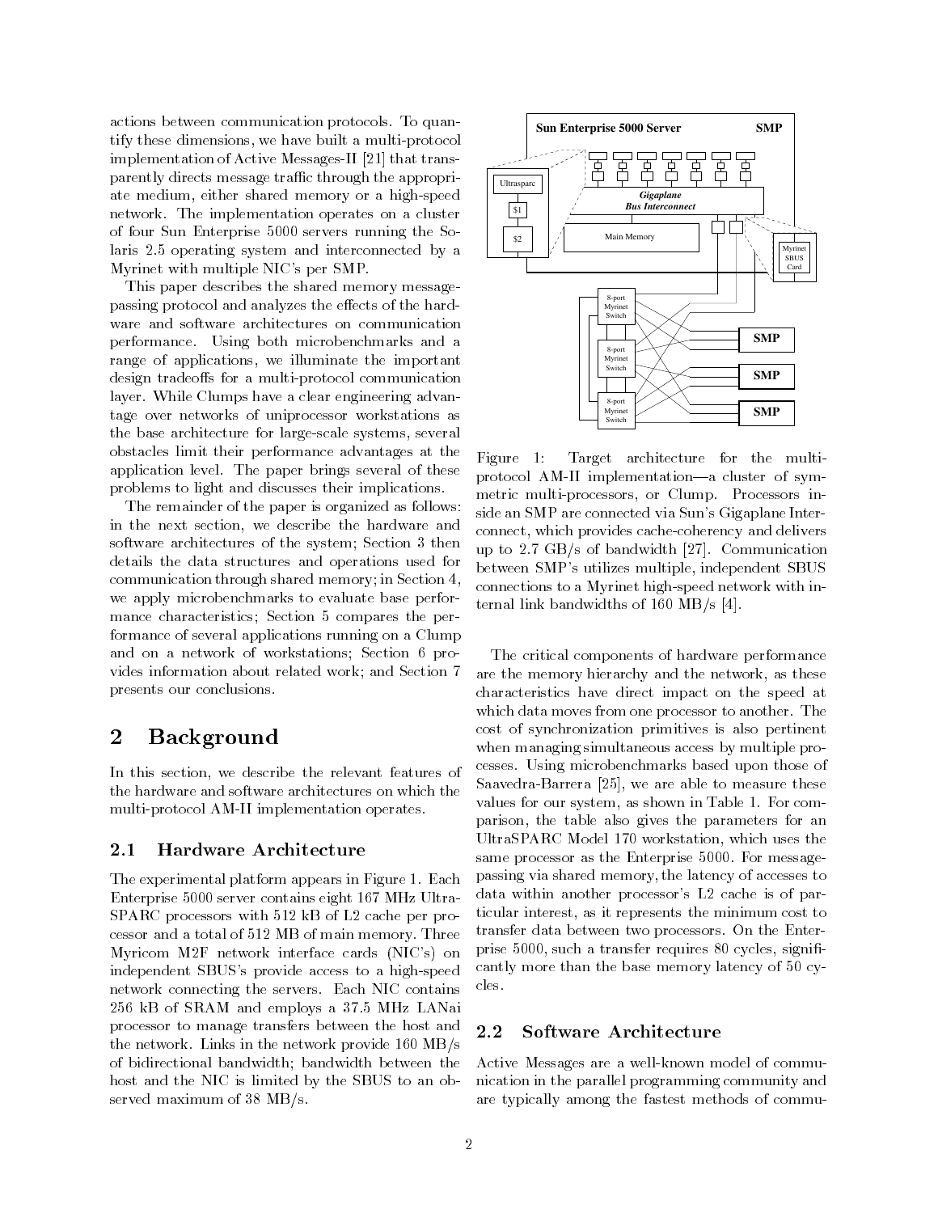actions between communication protocols. To quantify these dimensions, we have built a multi-protocol implementation of Active Messages-II [21] that transparently directs message traffic through the appropriate medium, either shared memory or a high-speed network. The implementation operates on a cluster of four Sun Enterprise 5000 servers running the Solaris 2.5 operating system and interconnected by a Myrinet with multiple NIC's per SMP.

This paper describes the shared memory message-passing protocol and analyzes the effects of the hardware and software architectures on communication performance. Using both microbenchmarks and a range of applications, we illuminate the important design tradeoffs for a multi-protocol communication layer. While Clumps have a clear engineering advantage over networks of uniprocessor workstations as the base architecture for large-scale systems, several obstacles limit their performance advantages at the application level. The paper brings several of these problems to light and discusses their implications.

The remainder of the paper is organized as follows: in the next section, we describe the hardware and software architectures of the system; Section 3 then details the data structures and operations used for communication through shared memory; in Section 4, we apply microbenchmarks to evaluate base performance characteristics; Section 5 compares the performance of several applications running on a Clump and on a network of workstations; Section 6 provides information about related work; and Section 7 presents our conclusions.

## 2 Background

In this section, we describe the relevant features of the hardware and software architectures on which the multi-protocol AM-II implementation operates.

### 2.1 Hardware Architecture

The experimental platform appears in Figure 1. Each Enterprise 5000 server contains eight 167 MHz UltraSPARC processors with 512 kB of L2 cache per processor and a total of 512 MB of main memory. Three Myricom M2F network interface cards (NIC's) on independent SBUS's provide access to a high-speed network connecting the servers. Each NIC contains 256 kB of SRAM and employs a 37.5 MHz LANai processor to manage transfers between the host and the network. Links in the network provide 160 MB/s of bidirectional bandwidth; bandwidth between the host and the NIC is limited by the SBUS to an observed maximum of 38 MB/s.

Figure 1: Target architecture for the multi-protocol AM-II implementation—a cluster of symmetric multi-processors, or Clump. Processors inside an SMP are connected via Sun's Gigaplane Interconnect, which provides cache-coherency and delivers up to 2.7 GB/s of bandwidth [27]. Communication between SMP's utilizes multiple, independent SBUS connections to a Myrinet high-speed network with internal link bandwidths of 160 MB/s [4].

The critical components of hardware performance are the memory hierarchy and the network, as these characteristics have direct impact on the speed at which data moves from one processor to another. The cost of synchronization primitives is also pertinent when managing simultaneous access by multiple processes. Using microbenchmarks based upon those of Saavedra-Barrera [25], we are able to measure these values for our system, as shown in Table 1. For comparison, the table also gives the parameters for an UltraSPARC Model 170 workstation, which uses the same processor as the Enterprise 5000. For message-passing via shared memory, the latency of accesses to data within another processor's L2 cache is of particular interest, as it represents the minimum cost to transfer data between two processors. On the Enterprise 5000, such a transfer requires 80 cycles, significantly more than the base memory latency of 50 cycles.

### 2.2 Software Architecture

Active Messages are a well-known model of communication in the parallel programming community and are typically among the fastest methods of commu-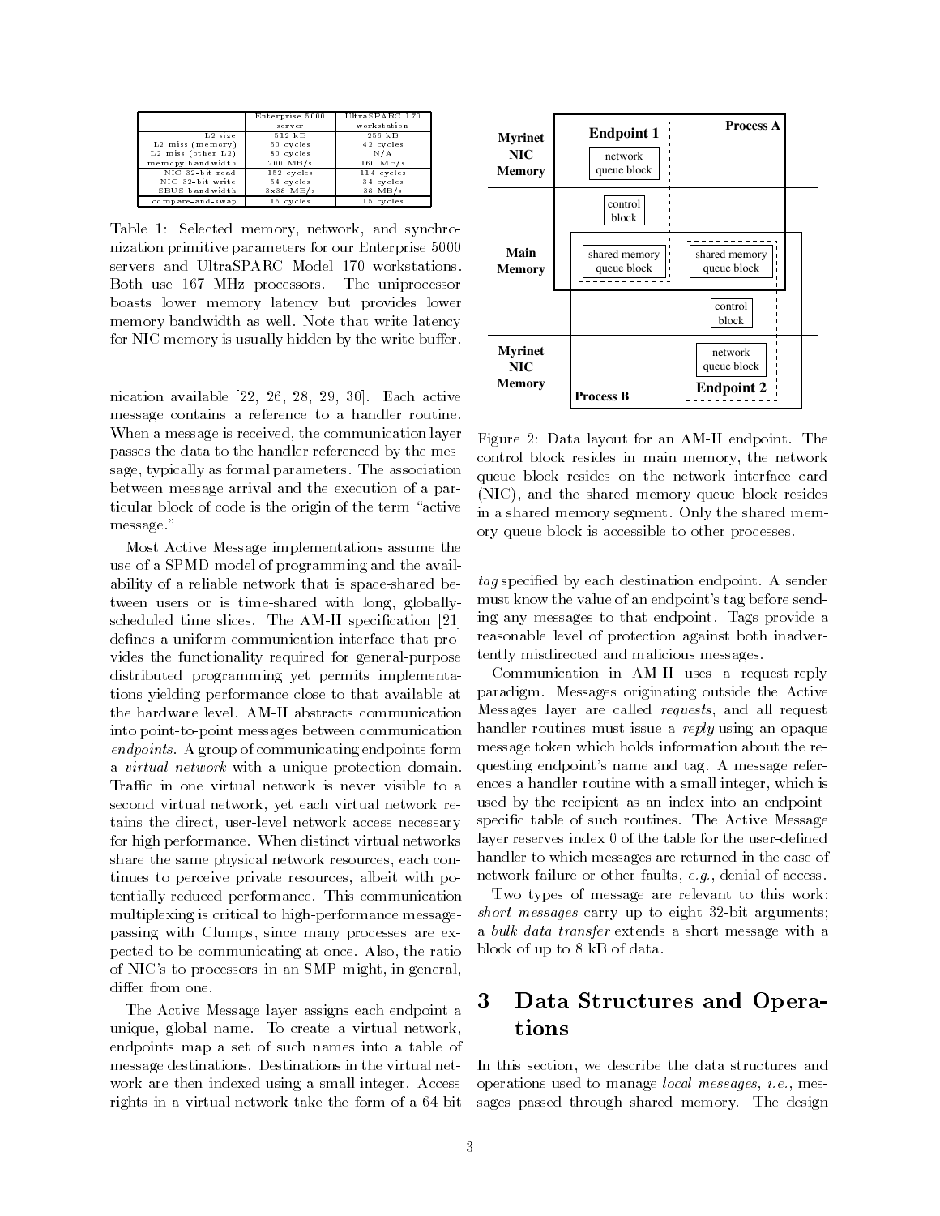| | Enterprise 5000 server | UltraSPARC 170 workstation |
|---|---|---|
| L2 size | 512 kB | 256 kB |
| L2 miss (memory) | 50 cycles | 42 cycles |
| L2 miss (other L2) | 80 cycles | N/A |
| memcpy bandwidth | 200 MB/s | 160 MB/s |
| NIC 32-bit read | 152 cycles | 114 cycles |
| NIC 32-bit write | 54 cycles | 34 cycles |
| SBUS bandwidth | 3x38 MB/s | 38 MB/s |
| compare-and-swap | 15 cycles | 15 cycles |

Table 1: Selected memory, network, and synchronization primitive parameters for our Enterprise 5000 servers and UltraSPARC Model 170 workstations. Both use 167 MHz processors. The uniprocessor boasts lower memory latency but provides lower memory bandwidth as well. Note that write latency for NIC memory is usually hidden by the write buffer.

nication available [22, 26, 28, 29, 30]. Each active message contains a reference to a handler routine. When a message is received, the communication layer passes the data to the handler referenced by the message, typically as formal parameters. The association between message arrival and the execution of a particular block of code is the origin of the term "active message."

Most Active Message implementations assume the use of a SPMD model of programming and the availability of a reliable network that is space-shared between users or is time-shared with long, globally-scheduled time slices. The AM-II specification [21] defines a uniform communication interface that provides the functionality required for general-purpose distributed programming yet permits implementations yielding performance close to that available at the hardware level. AM-II abstracts communication into point-to-point messages between communication *endpoints*. A group of communicating endpoints form a *virtual network* with a unique protection domain. Traffic in one virtual network is never visible to a second virtual network, yet each virtual network retains the direct, user-level network access necessary for high performance. When distinct virtual networks share the same physical network resources, each continues to perceive private resources, albeit with potentially reduced performance. This communication multiplexing is critical to high-performance message-passing with Clumps, since many processes are expected to be communicating at once. Also, the ratio of NIC's to processors in an SMP might, in general, differ from one.

The Active Message layer assigns each endpoint a unique, global name. To create a virtual network, endpoints map a set of such names into a table of message destinations. Destinations in the virtual network are then indexed using a small integer. Access rights in a virtual network take the form of a 64-bit

| | Endpoint 1 | Process A |
|---|---|---|
| Myrinet NIC Memory | network queue block | |
| | control block | |
| Main Memory | shared memory queue block | shared memory queue block |
| | | control block |
| Myrinet NIC Memory | Process B | network queue block — Endpoint 2 |

Figure 2: Data layout for an AM-II endpoint. The control block resides in main memory, the network queue block resides on the network interface card (NIC), and the shared memory queue block resides in a shared memory segment. Only the shared memory queue block is accessible to other processes.

*tag* specified by each destination endpoint. A sender must know the value of an endpoint's tag before sending any messages to that endpoint. Tags provide a reasonable level of protection against both inadvertently misdirected and malicious messages.

Communication in AM-II uses a request-reply paradigm. Messages originating outside the Active Messages layer are called *requests*, and all request handler routines must issue a *reply* using an opaque message token which holds information about the requesting endpoint's name and tag. A message references a handler routine with a small integer, which is used by the recipient as an index into an endpoint-specific table of such routines. The Active Message layer reserves index 0 of the table for the user-defined handler to which messages are returned in the case of network failure or other faults, *e.g.*, denial of access.

Two types of message are relevant to this work: *short messages* carry up to eight 32-bit arguments; a *bulk data transfer* extends a short message with a block of up to 8 kB of data.

# 3 Data Structures and Operations

In this section, we describe the data structures and operations used to manage *local messages*, *i.e.*, messages passed through shared memory. The design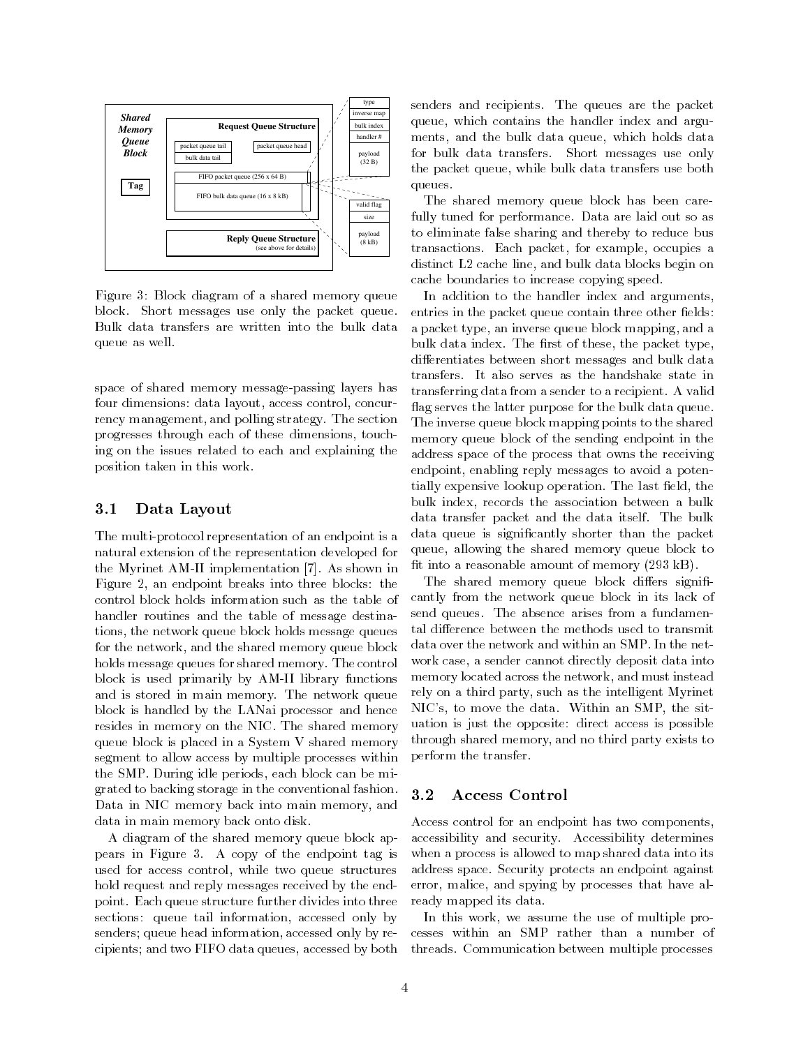Figure 3: Block diagram of a shared memory queue block. Short messages use only the packet queue. Bulk data transfers are written into the bulk data queue as well.

space of shared memory message-passing layers has four dimensions: data layout, access control, concurrency management, and polling strategy. The section progresses through each of these dimensions, touching on the issues related to each and explaining the position taken in this work.

## 3.1 Data Layout

The multi-protocol representation of an endpoint is a natural extension of the representation developed for the Myrinet AM-II implementation [7]. As shown in Figure 2, an endpoint breaks into three blocks: the control block holds information such as the table of handler routines and the table of message destinations, the network queue block holds message queues for the network, and the shared memory queue block holds message queues for shared memory. The control block is used primarily by AM-II library functions and is stored in main memory. The network queue block is handled by the LANai processor and hence resides in memory on the NIC. The shared memory queue block is placed in a System V shared memory segment to allow access by multiple processes within the SMP. During idle periods, each block can be migrated to backing storage in the conventional fashion. Data in NIC memory back into main memory, and data in main memory back onto disk.

A diagram of the shared memory queue block appears in Figure 3. A copy of the endpoint tag is used for access control, while two queue structures hold request and reply messages received by the endpoint. Each queue structure further divides into three sections: queue tail information, accessed only by senders; queue head information, accessed only by recipients; and two FIFO data queues, accessed by both senders and recipients. The queues are the packet queue, which contains the handler index and arguments, and the bulk data queue, which holds data for bulk data transfers. Short messages use only the packet queue, while bulk data transfers use both queues.

The shared memory queue block has been carefully tuned for performance. Data are laid out so as to eliminate false sharing and thereby to reduce bus transactions. Each packet, for example, occupies a distinct L2 cache line, and bulk data blocks begin on cache boundaries to increase copying speed.

In addition to the handler index and arguments, entries in the packet queue contain three other fields: a packet type, an inverse queue block mapping, and a bulk data index. The first of these, the packet type, differentiates between short messages and bulk data transfers. It also serves as the handshake state in transferring data from a sender to a recipient. A valid flag serves the latter purpose for the bulk data queue. The inverse queue block mapping points to the shared memory queue block of the sending endpoint in the address space of the process that owns the receiving endpoint, enabling reply messages to avoid a potentially expensive lookup operation. The last field, the bulk index, records the association between a bulk data transfer packet and the data itself. The bulk data queue is significantly shorter than the packet queue, allowing the shared memory queue block to fit into a reasonable amount of memory (293 kB).

The shared memory queue block differs significantly from the network queue block in its lack of send queues. The absence arises from a fundamental difference between the methods used to transmit data over the network and within an SMP. In the network case, a sender cannot directly deposit data into memory located across the network, and must instead rely on a third party, such as the intelligent Myrinet NIC's, to move the data. Within an SMP, the situation is just the opposite: direct access is possible through shared memory, and no third party exists to perform the transfer.

## 3.2 Access Control

Access control for an endpoint has two components, accessibility and security. Accessibility determines when a process is allowed to map shared data into its address space. Security protects an endpoint against error, malice, and spying by processes that have already mapped its data.

In this work, we assume the use of multiple processes within an SMP rather than a number of threads. Communication between multiple processes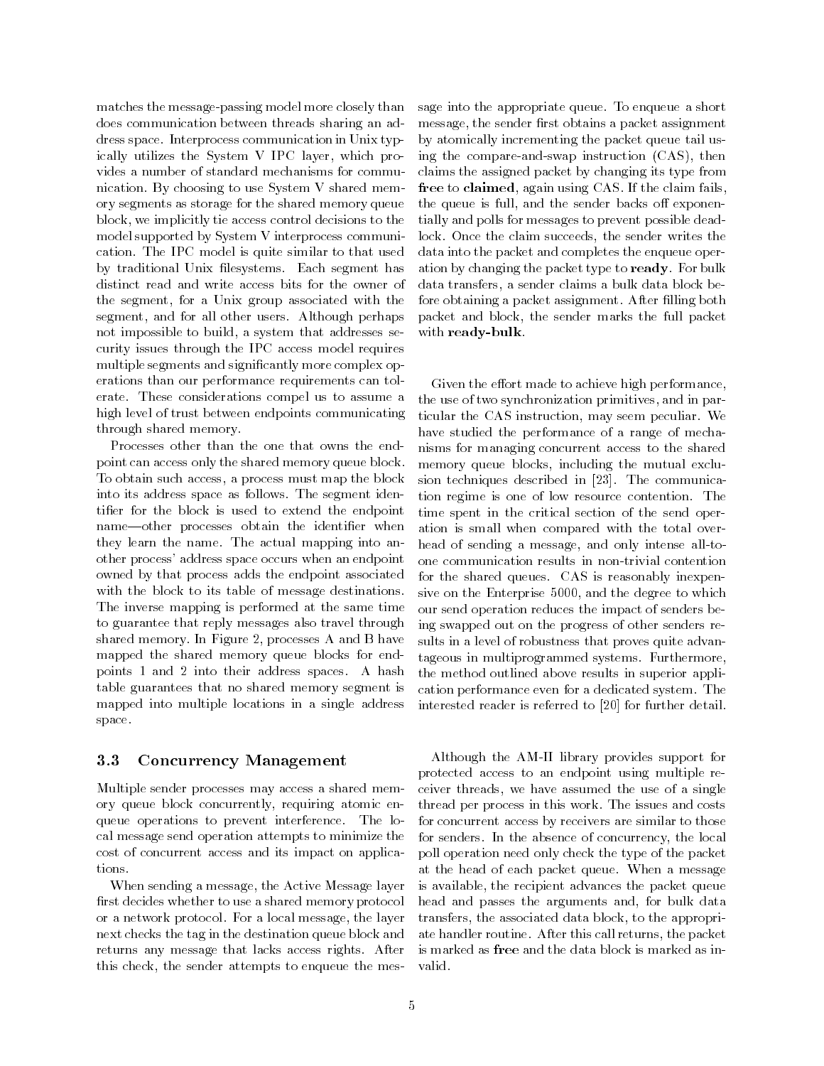matches the message-passing model more closely than does communication between threads sharing an address space. Interprocess communication in Unix typically utilizes the System V IPC layer, which provides a number of standard mechanisms for communication. By choosing to use System V shared memory segments as storage for the shared memory queue block, we implicitly tie access control decisions to the model supported by System V interprocess communication. The IPC model is quite similar to that used by traditional Unix filesystems. Each segment has distinct read and write access bits for the owner of the segment, for a Unix group associated with the segment, and for all other users. Although perhaps not impossible to build, a system that addresses security issues through the IPC access model requires multiple segments and significantly more complex operations than our performance requirements can tolerate. These considerations compel us to assume a high level of trust between endpoints communicating through shared memory.

Processes other than the one that owns the endpoint can access only the shared memory queue block. To obtain such access, a process must map the block into its address space as follows. The segment identifier for the block is used to extend the endpoint name—other processes obtain the identifier when they learn the name. The actual mapping into another process' address space occurs when an endpoint owned by that process adds the endpoint associated with the block to its table of message destinations. The inverse mapping is performed at the same time to guarantee that reply messages also travel through shared memory. In Figure 2, processes A and B have mapped the shared memory queue blocks for endpoints 1 and 2 into their address spaces. A hash table guarantees that no shared memory segment is mapped into multiple locations in a single address space.

### 3.3 Concurrency Management

Multiple sender processes may access a shared memory queue block concurrently, requiring atomic enqueue operations to prevent interference. The local message send operation attempts to minimize the cost of concurrent access and its impact on applications.

When sending a message, the Active Message layer first decides whether to use a shared memory protocol or a network protocol. For a local message, the layer next checks the tag in the destination queue block and returns any message that lacks access rights. After this check, the sender attempts to enqueue the message into the appropriate queue. To enqueue a short message, the sender first obtains a packet assignment by atomically incrementing the packet queue tail using the compare-and-swap instruction (CAS), then claims the assigned packet by changing its type from **free** to **claimed**, again using CAS. If the claim fails, the queue is full, and the sender backs off exponentially and polls for messages to prevent possible deadlock. Once the claim succeeds, the sender writes the data into the packet and completes the enqueue operation by changing the packet type to **ready**. For bulk data transfers, a sender claims a bulk data block before obtaining a packet assignment. After filling both packet and block, the sender marks the full packet with **ready-bulk**.

Given the effort made to achieve high performance, the use of two synchronization primitives, and in particular the CAS instruction, may seem peculiar. We have studied the performance of a range of mechanisms for managing concurrent access to the shared memory queue blocks, including the mutual exclusion techniques described in [23]. The communication regime is one of low resource contention. The time spent in the critical section of the send operation is small when compared with the total overhead of sending a message, and only intense all-to-one communication results in non-trivial contention for the shared queues. CAS is reasonably inexpensive on the Enterprise 5000, and the degree to which our send operation reduces the impact of senders being swapped out on the progress of other senders results in a level of robustness that proves quite advantageous in multiprogrammed systems. Furthermore, the method outlined above results in superior application performance even for a dedicated system. The interested reader is referred to [20] for further detail.

Although the AM-II library provides support for protected access to an endpoint using multiple receiver threads, we have assumed the use of a single thread per process in this work. The issues and costs for concurrent access by receivers are similar to those for senders. In the absence of concurrency, the local poll operation need only check the type of the packet at the head of each packet queue. When a message is available, the recipient advances the packet queue head and passes the arguments and, for bulk data transfers, the associated data block, to the appropriate handler routine. After this call returns, the packet is marked as **free** and the data block is marked as invalid.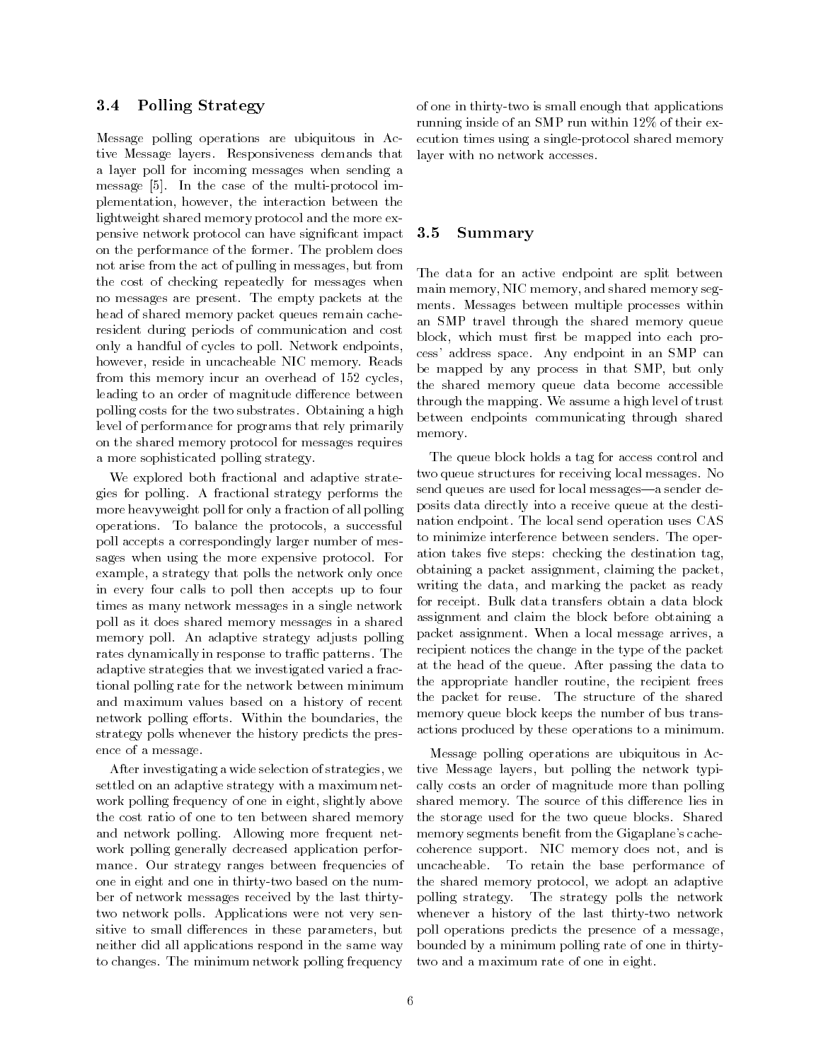### 3.4 Polling Strategy

Message polling operations are ubiquitous in Active Message layers. Responsiveness demands that a layer poll for incoming messages when sending a message [5]. In the case of the multi-protocol implementation, however, the interaction between the lightweight shared memory protocol and the more expensive network protocol can have significant impact on the performance of the former. The problem does not arise from the act of pulling in messages, but from the cost of checking repeatedly for messages when no messages are present. The empty packets at the head of shared memory packet queues remain cache-resident during periods of communication and cost only a handful of cycles to poll. Network endpoints, however, reside in uncacheable NIC memory. Reads from this memory incur an overhead of 152 cycles, leading to an order of magnitude difference between polling costs for the two substrates. Obtaining a high level of performance for programs that rely primarily on the shared memory protocol for messages requires a more sophisticated polling strategy.

We explored both fractional and adaptive strategies for polling. A fractional strategy performs the more heavyweight poll for only a fraction of all polling operations. To balance the protocols, a successful poll accepts a correspondingly larger number of messages when using the more expensive protocol. For example, a strategy that polls the network only once in every four calls to poll then accepts up to four times as many network messages in a single network poll as it does shared memory messages in a shared memory poll. An adaptive strategy adjusts polling rates dynamically in response to traffic patterns. The adaptive strategies that we investigated varied a fractional polling rate for the network between minimum and maximum values based on a history of recent network polling efforts. Within the boundaries, the strategy polls whenever the history predicts the presence of a message.

After investigating a wide selection of strategies, we settled on an adaptive strategy with a maximum network polling frequency of one in eight, slightly above the cost ratio of one to ten between shared memory and network polling. Allowing more frequent network polling generally decreased application performance. Our strategy ranges between frequencies of one in eight and one in thirty-two based on the number of network messages received by the last thirty-two network polls. Applications were not very sensitive to small differences in these parameters, but neither did all applications respond in the same way to changes. The minimum network polling frequency of one in thirty-two is small enough that applications running inside of an SMP run within 12% of their execution times using a single-protocol shared memory layer with no network accesses.

### 3.5 Summary

The data for an active endpoint are split between main memory, NIC memory, and shared memory segments. Messages between multiple processes within an SMP travel through the shared memory queue block, which must first be mapped into each process' address space. Any endpoint in an SMP can be mapped by any process in that SMP, but only the shared memory queue data become accessible through the mapping. We assume a high level of trust between endpoints communicating through shared memory.

The queue block holds a tag for access control and two queue structures for receiving local messages. No send queues are used for local messages—a sender deposits data directly into a receive queue at the destination endpoint. The local send operation uses CAS to minimize interference between senders. The operation takes five steps: checking the destination tag, obtaining a packet assignment, claiming the packet, writing the data, and marking the packet as ready for receipt. Bulk data transfers obtain a data block assignment and claim the block before obtaining a packet assignment. When a local message arrives, a recipient notices the change in the type of the packet at the head of the queue. After passing the data to the appropriate handler routine, the recipient frees the packet for reuse. The structure of the shared memory queue block keeps the number of bus transactions produced by these operations to a minimum.

Message polling operations are ubiquitous in Active Message layers, but polling the network typically costs an order of magnitude more than polling shared memory. The source of this difference lies in the storage used for the two queue blocks. Shared memory segments benefit from the Gigaplane's cache-coherence support. NIC memory does not, and is uncacheable. To retain the base performance of the shared memory protocol, we adopt an adaptive polling strategy. The strategy polls the network whenever a history of the last thirty-two network poll operations predicts the presence of a message, bounded by a minimum polling rate of one in thirty-two and a maximum rate of one in eight.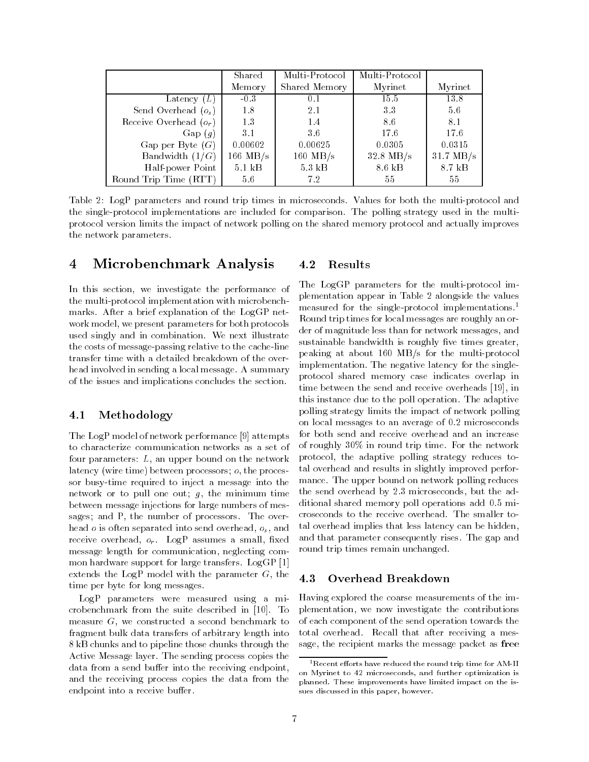| | Shared Memory | Multi-Protocol Shared Memory | Multi-Protocol Myrinet | Myrinet |
|---|---|---|---|---|
| Latency ($L$) | -0.3 | 0.1 | 15.5 | 13.8 |
| Send Overhead ($o_s$) | 1.8 | 2.1 | 3.3 | 5.6 |
| Receive Overhead ($o_r$) | 1.3 | 1.4 | 8.6 | 8.1 |
| Gap ($g$) | 3.1 | 3.6 | 17.6 | 17.6 |
| Gap per Byte ($G$) | 0.00602 | 0.00625 | 0.0305 | 0.0315 |
| Bandwidth ($1/G$) | 166 MB/s | 160 MB/s | 32.8 MB/s | 31.7 MB/s |
| Half-power Point | 5.1 kB | 5.3 kB | 8.6 kB | 8.7 kB |
| Round Trip Time (RTT) | 5.6 | 7.2 | 55 | 55 |

Table 2: LogP parameters and round trip times in microseconds. Values for both the multi-protocol and the single-protocol implementations are included for comparison. The polling strategy used in the multi-protocol version limits the impact of network polling on the shared memory protocol and actually improves the network parameters.

# 4 Microbenchmark Analysis

In this section, we investigate the performance of the multi-protocol implementation with microbenchmarks. After a brief explanation of the LogGP network model, we present parameters for both protocols used singly and in combination. We next illustrate the costs of message-passing relative to the cache-line transfer time with a detailed breakdown of the overhead involved in sending a local message. A summary of the issues and implications concludes the section.

## 4.1 Methodology

The LogP model of network performance [9] attempts to characterize communication networks as a set of four parameters: $L$, an upper bound on the network latency (wire time) between processors; $o$, the processor busy-time required to inject a message into the network or to pull one out; $g$, the minimum time between message injections for large numbers of messages; and P, the number of processors. The overhead $o$ is often separated into send overhead, $o_s$, and receive overhead, $o_r$. LogP assumes a small, fixed message length for communication, neglecting common hardware support for large transfers. LogGP [1] extends the LogP model with the parameter $G$, the time per byte for long messages.

LogP parameters were measured using a microbenchmark from the suite described in [10]. To measure $G$, we constructed a second benchmark to fragment bulk data transfers of arbitrary length into 8 kB chunks and to pipeline those chunks through the Active Message layer. The sending process copies the data from a send buffer into the receiving endpoint, and the receiving process copies the data from the endpoint into a receive buffer.

## 4.2 Results

The LogGP parameters for the multi-protocol implementation appear in Table 2 alongside the values measured for the single-protocol implementations.[1] Round trip times for local messages are roughly an order of magnitude less than for network messages, and sustainable bandwidth is roughly five times greater, peaking at about 160 MB/s for the multi-protocol implementation. The negative latency for the single-protocol shared memory case indicates overlap in time between the send and receive overheads [19], in this instance due to the poll operation. The adaptive polling strategy limits the impact of network polling on local messages to an average of 0.2 microseconds for both send and receive overhead and an increase of roughly 30% in round trip time. For the network protocol, the adaptive polling strategy reduces total overhead and results in slightly improved performance. The upper bound on network polling reduces the send overhead by 2.3 microseconds, but the additional shared memory poll operations add 0.5 microseconds to the receive overhead. The smaller total overhead implies that less latency can be hidden, and that parameter consequently rises. The gap and round trip times remain unchanged.

## 4.3 Overhead Breakdown

Having explored the coarse measurements of the implementation, we now investigate the contributions of each component of the send operation towards the total overhead. Recall that after receiving a message, the recipient marks the message packet as **free**

[1] Recent efforts have reduced the round trip time for AM-II on Myrinet to 42 microseconds, and further optimization is planned. These improvements have limited impact on the issues discussed in this paper, however.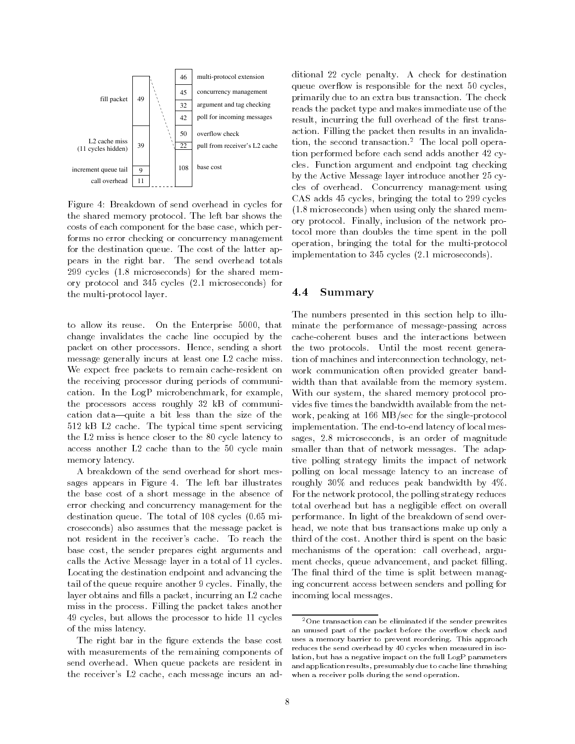| | | | |
|---|---|---|---|
| | | 46 | multi-protocol extension |
| | | 45 | concurrency management |
| fill packet | 49 | 32 | argument and tag checking |
| | | 42 | poll for incoming messages |
| | | 50 | overflow check |
| L2 cache miss (11 cycles hidden) | 39 | 22 | pull from receiver's L2 cache |
| increment queue tail | 9 | 108 | base cost |
| call overhead | 11 | | |

Figure 4: Breakdown of send overhead in cycles for the shared memory protocol. The left bar shows the costs of each component for the base case, which performs no error checking or concurrency management for the destination queue. The cost of the latter appears in the right bar. The send overhead totals 299 cycles (1.8 microseconds) for the shared memory protocol and 345 cycles (2.1 microseconds) for the multi-protocol layer.

to allow its reuse. On the Enterprise 5000, that change invalidates the cache line occupied by the packet on other processors. Hence, sending a short message generally incurs at least one L2 cache miss. We expect free packets to remain cache-resident on the receiving processor during periods of communication. In the LogP microbenchmark, for example, the processors access roughly 32 kB of communication data—quite a bit less than the size of the 512 kB L2 cache. The typical time spent servicing the L2 miss is hence closer to the 80 cycle latency to access another L2 cache than to the 50 cycle main memory latency.

A breakdown of the send overhead for short messages appears in Figure 4. The left bar illustrates the base cost of a short message in the absence of error checking and concurrency management for the destination queue. The total of 108 cycles (0.65 microseconds) also assumes that the message packet is not resident in the receiver's cache. To reach the base cost, the sender prepares eight arguments and calls the Active Message layer in a total of 11 cycles. Locating the destination endpoint and advancing the tail of the queue require another 9 cycles. Finally, the layer obtains and fills a packet, incurring an L2 cache miss in the process. Filling the packet takes another 49 cycles, but allows the processor to hide 11 cycles of the miss latency.

The right bar in the figure extends the base cost with measurements of the remaining components of send overhead. When queue packets are resident in the receiver's L2 cache, each message incurs an additional 22 cycle penalty. A check for destination queue overflow is responsible for the next 50 cycles, primarily due to an extra bus transaction. The check reads the packet type and makes immediate use of the result, incurring the full overhead of the first transaction. Filling the packet then results in an invalidation, the second transaction.[2] The local poll operation performed before each send adds another 42 cycles. Function argument and endpoint tag checking by the Active Message layer introduce another 25 cycles of overhead. Concurrency management using CAS adds 45 cycles, bringing the total to 299 cycles (1.8 microseconds) when using only the shared memory protocol. Finally, inclusion of the network protocol more than doubles the time spent in the poll operation, bringing the total for the multi-protocol implementation to 345 cycles (2.1 microseconds).

## 4.4 Summary

The numbers presented in this section help to illuminate the performance of message-passing across cache-coherent buses and the interactions between the two protocols. Until the most recent generation of machines and interconnection technology, network communication often provided greater bandwidth than that available from the memory system. With our system, the shared memory protocol provides five times the bandwidth available from the network, peaking at 166 MB/sec for the single-protocol implementation. The end-to-end latency of local messages, 2.8 microseconds, is an order of magnitude smaller than that of network messages. The adaptive polling strategy limits the impact of network polling on local message latency to an increase of roughly 30% and reduces peak bandwidth by 4%. For the network protocol, the polling strategy reduces total overhead but has a negligible effect on overall performance. In light of the breakdown of send overhead, we note that bus transactions make up only a third of the cost. Another third is spent on the basic mechanisms of the operation: call overhead, argument checks, queue advancement, and packet filling. The final third of the time is split between managing concurrent access between senders and polling for incoming local messages.

[2] One transaction can be eliminated if the sender prewrites an unused part of the packet before the overflow check and uses a memory barrier to prevent reordering. This approach reduces the send overhead by 40 cycles when measured in isolation, but has a negative impact on the full LogP parameters and application results, presumably due to cache line thrashing when a receiver polls during the send operation.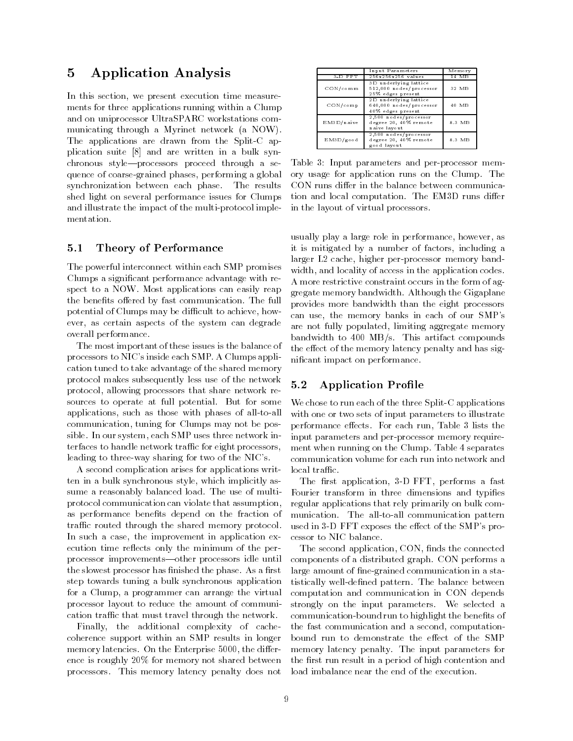## 5 Application Analysis

In this section, we present execution time measurements for three applications running within a Clump and on uniprocessor UltraSPARC workstations communicating through a Myrinet network (a NOW). The applications are drawn from the Split-C application suite [8] and are written in a bulk synchronous style—processors proceed through a sequence of coarse-grained phases, performing a global synchronization between each phase. The results shed light on several performance issues for Clumps and illustrate the impact of the multi-protocol implementation.

### 5.1 Theory of Performance

The powerful interconnect within each SMP promises Clumps a significant performance advantage with respect to a NOW. Most applications can easily reap the benefits offered by fast communication. The full potential of Clumps may be difficult to achieve, however, as certain aspects of the system can degrade overall performance.

The most important of these issues is the balance of processors to NIC's inside each SMP. A Clumps application tuned to take advantage of the shared memory protocol makes subsequently less use of the network protocol, allowing processors that share network resources to operate at full potential. But for some applications, such as those with phases of all-to-all communication, tuning for Clumps may not be possible. In our system, each SMP uses three network interfaces to handle network traffic for eight processors, leading to three-way sharing for two of the NIC's.

A second complication arises for applications written in a bulk synchronous style, which implicitly assume a reasonably balanced load. The use of multi-protocol communication can violate that assumption, as performance benefits depend on the fraction of traffic routed through the shared memory protocol. In such a case, the improvement in application execution time reflects only the minimum of the per-processor improvements—other processors idle until the slowest processor has finished the phase. As a first step towards tuning a bulk synchronous application for a Clump, a programmer can arrange the virtual processor layout to reduce the amount of communication traffic that must travel through the network.

Finally, the additional complexity of cache-coherence support within an SMP results in longer memory latencies. On the Enterprise 5000, the difference is roughly 20% for memory not shared between processors. This memory latency penalty does not usually play a large role in performance, however, as it is mitigated by a number of factors, including a larger L2 cache, higher per-processor memory bandwidth, and locality of access in the application codes. A more restrictive constraint occurs in the form of aggregate memory bandwidth. Although the Gigaplane provides more bandwidth than the eight processors can use, the memory banks in each of our SMP's are not fully populated, limiting aggregate memory bandwidth to 400 MB/s. This artifact compounds the effect of the memory latency penalty and has significant impact on performance.

|  | Input Parameters | Memory |
|---|---|---|
| 3-D FFT | 256x256x256 values | 14 MB |
| CON/comm | 3D underlying lattice<br>512,000 nodes/processor<br>25% edges present | 32 MB |
| CON/comp | 2D underlying lattice<br>640,000 nodes/processor<br>40% edges present | 40 MB |
| EM3D/naive | 2,500 nodes/processor<br>degree 20, 40% remote<br>naive layout | 8.3 MB |
| EM3D/good | 2,500 nodes/processor<br>degree 20, 40% remote<br>good layout | 8.3 MB |

Table 3: Input parameters and per-processor memory usage for application runs on the Clump. The CON runs differ in the balance between communication and local computation. The EM3D runs differ in the layout of virtual processors.

### 5.2 Application Profile

We chose to run each of the three Split-C applications with one or two sets of input parameters to illustrate performance effects. For each run, Table 3 lists the input parameters and per-processor memory requirement when running on the Clump. Table 4 separates communication volume for each run into network and local traffic.

The first application, 3-D FFT, performs a fast Fourier transform in three dimensions and typifies regular applications that rely primarily on bulk communication. The all-to-all communication pattern used in 3-D FFT exposes the effect of the SMP's processor to NIC balance.

The second application, CON, finds the connected components of a distributed graph. CON performs a large amount of fine-grained communication in a statistically well-defined pattern. The balance between computation and communication in CON depends strongly on the input parameters. We selected a communication-bound run to highlight the benefits of the fast communication and a second, computation-bound run to demonstrate the effect of the SMP memory latency penalty. The input parameters for the first run result in a period of high contention and load imbalance near the end of the execution.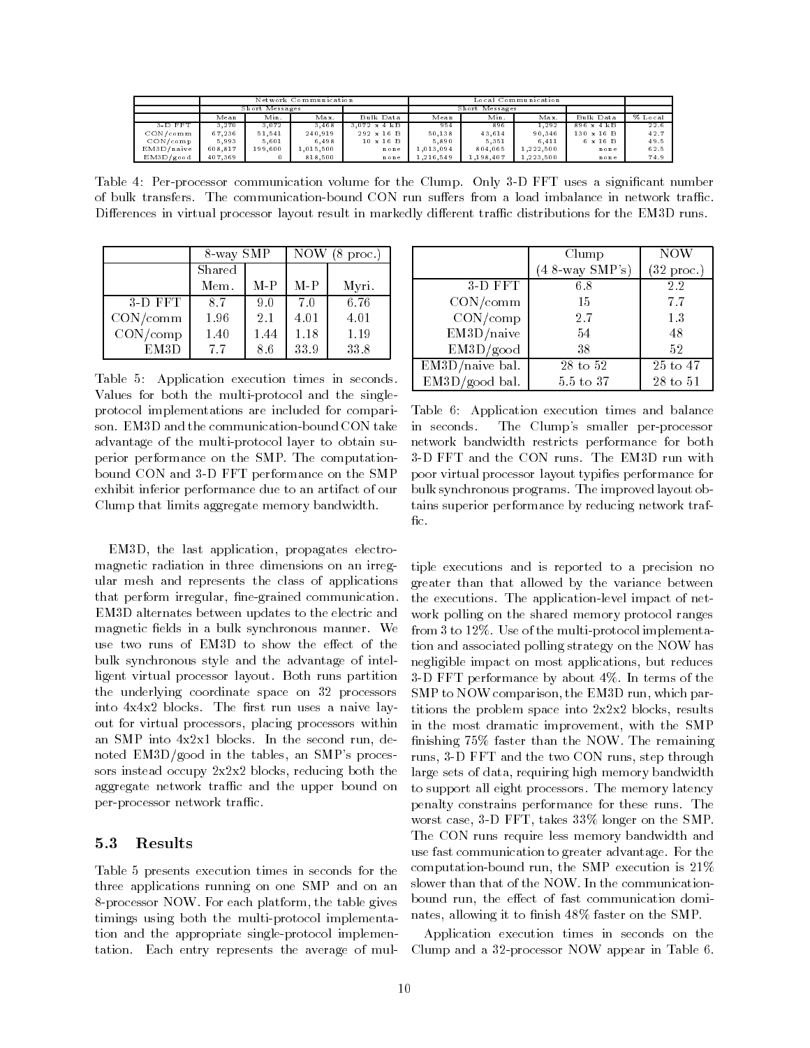| | Network Communication | | | | Local Communication | | | | |
|---|---|---|---|---|---|---|---|---|---|
| | Short Messages | | | | Short Messages | | | | |
| | Mean | Min. | Max. | Bulk Data | Mean | Min. | Max. | Bulk Data | % Local |
| 3-D FFT | 3,270 | 3,072 | 3,468 | 3,072 x 4 kB | 954 | 896 | 1,292 | 896 x 4 kB | 22.6 |
| CON/comm | 67,236 | 51,541 | 240,919 | 292 x 16 B | 50,138 | 43,614 | 90,346 | 130 x 16 B | 42.7 |
| CON/comp | 5,993 | 5,601 | 6,498 | 10 x 16 B | 5,890 | 5,351 | 6,411 | 6 x 16 B | 49.5 |
| EM3D/naive | 608,817 | 199,600 | 1,015,500 | none | 1,013,094 | 804,065 | 1,222,500 | none | 62.5 |
| EM3D/good | 407,369 | 0 | 818,500 | none | 1,216,549 | 1,198,407 | 1,223,500 | none | 74.9 |

Table 4: Per-processor communication volume for the Clump. Only 3-D FFT uses a significant number of bulk transfers. The communication-bound CON run suffers from a load imbalance in network traffic. Differences in virtual processor layout result in markedly different traffic distributions for the EM3D runs.

| | 8-way SMP | | NOW (8 proc.) | |
|---|---|---|---|---|
| | Shared Mem. | M-P | M-P | Myri. |
| 3-D FFT | 8.7 | 9.0 | 7.0 | 6.76 |
| CON/comm | 1.96 | 2.1 | 4.01 | 4.01 |
| CON/comp | 1.40 | 1.44 | 1.18 | 1.19 |
| EM3D | 7.7 | 8.6 | 33.9 | 33.8 |

Table 5: Application execution times in seconds. Values for both the multi-protocol and the single-protocol implementations are included for comparison. EM3D and the communication-bound CON take advantage of the multi-protocol layer to obtain superior performance on the SMP. The computation-bound CON and 3-D FFT performance on the SMP exhibit inferior performance due to an artifact of our Clump that limits aggregate memory bandwidth.

EM3D, the last application, propagates electromagnetic radiation in three dimensions on an irregular mesh and represents the class of applications that perform irregular, fine-grained communication. EM3D alternates between updates to the electric and magnetic fields in a bulk synchronous manner. We use two runs of EM3D to show the effect of the bulk synchronous style and the advantage of intelligent virtual processor layout. Both runs partition the underlying coordinate space on 32 processors into 4x4x2 blocks. The first run uses a naive layout for virtual processors, placing processors within an SMP into 4x2x1 blocks. In the second run, denoted EM3D/good in the tables, an SMP's processors instead occupy 2x2x2 blocks, reducing both the aggregate network traffic and the upper bound on per-processor network traffic.

### 5.3 Results

Table 5 presents execution times in seconds for the three applications running on one SMP and on an 8-processor NOW. For each platform, the table gives timings using both the multi-protocol implementation and the appropriate single-protocol implementation. Each entry represents the average of multiple executions and is reported to a precision no greater than that allowed by the variance between the executions. The application-level impact of network polling on the shared memory protocol ranges from 3 to 12%. Use of the multi-protocol implementation and associated polling strategy on the NOW has negligible impact on most applications, but reduces 3-D FFT performance by about 4%. In terms of the SMP to NOW comparison, the EM3D run, which partitions the problem space into 2x2x2 blocks, results in the most dramatic improvement, with the SMP finishing 75% faster than the NOW. The remaining runs, 3-D FFT and the two CON runs, step through large sets of data, requiring high memory bandwidth to support all eight processors. The memory latency penalty constrains performance for these runs. The worst case, 3-D FFT, takes 33% longer on the SMP. The CON runs require less memory bandwidth and use fast communication to greater advantage. For the computation-bound run, the SMP execution is 21% slower than that of the NOW. In the communication-bound run, the effect of fast communication dominates, allowing it to finish 48% faster on the SMP.

| | Clump (4 8-way SMP's) | NOW (32 proc.) |
|---|---|---|
| 3-D FFT | 6.8 | 2.2 |
| CON/comm | 15 | 7.7 |
| CON/comp | 2.7 | 1.3 |
| EM3D/naive | 54 | 48 |
| EM3D/good | 38 | 52 |
| EM3D/naive bal. | 28 to 52 | 25 to 47 |
| EM3D/good bal. | 5.5 to 37 | 28 to 51 |

Table 6: Application execution times and balance in seconds. The Clump's smaller per-processor network bandwidth restricts performance for both 3-D FFT and the CON runs. The EM3D run with poor virtual processor layout typifies performance for bulk synchronous programs. The improved layout obtains superior performance by reducing network traffic.

Application execution times in seconds on the Clump and a 32-processor NOW appear in Table 6.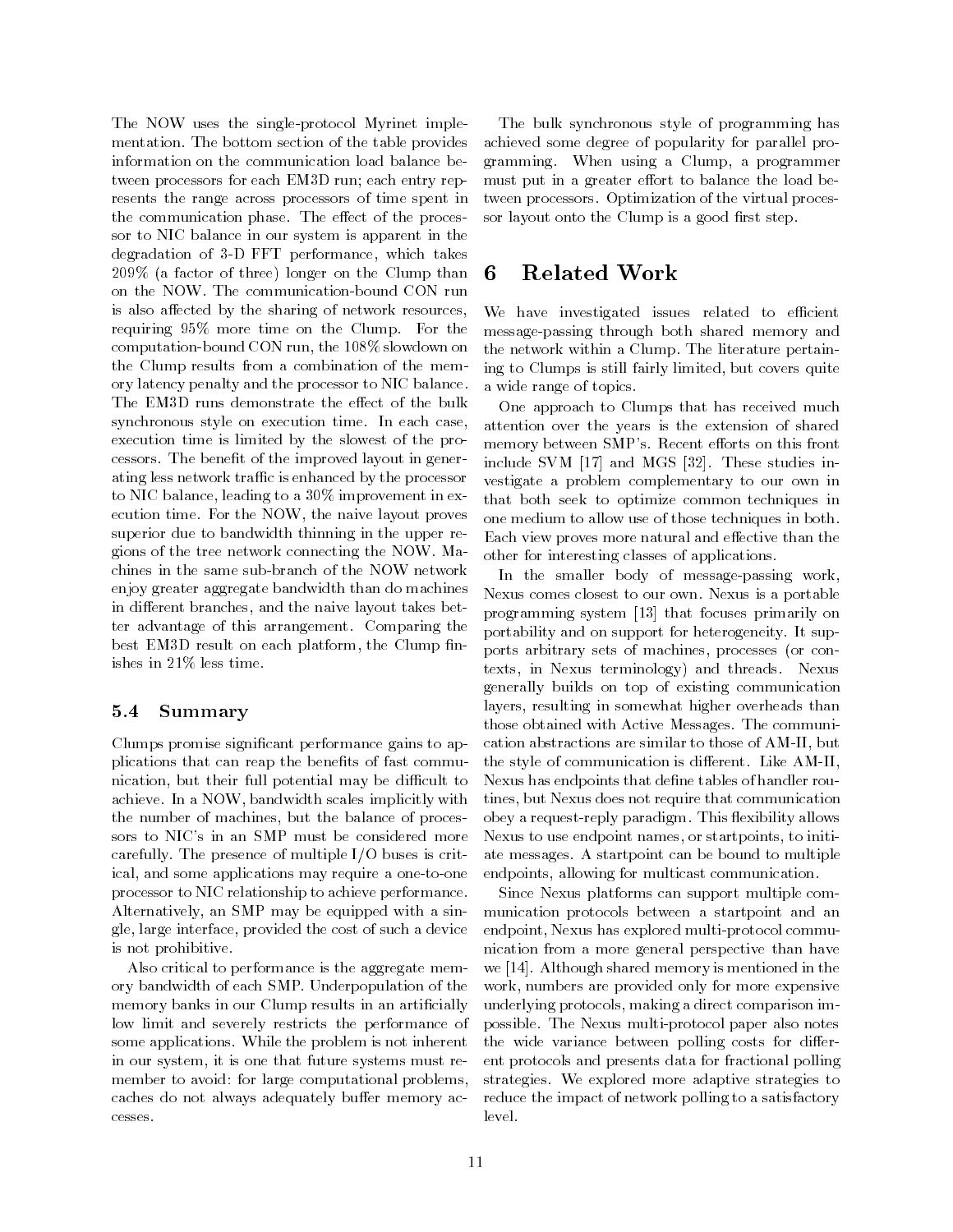The NOW uses the single-protocol Myrinet implementation. The bottom section of the table provides information on the communication load balance between processors for each EM3D run; each entry represents the range across processors of time spent in the communication phase. The effect of the processor to NIC balance in our system is apparent in the degradation of 3-D FFT performance, which takes 209% (a factor of three) longer on the Clump than on the NOW. The communication-bound CON run is also affected by the sharing of network resources, requiring 95% more time on the Clump. For the computation-bound CON run, the 108% slowdown on the Clump results from a combination of the memory latency penalty and the processor to NIC balance. The EM3D runs demonstrate the effect of the bulk synchronous style on execution time. In each case, execution time is limited by the slowest of the processors. The benefit of the improved layout in generating less network traffic is enhanced by the processor to NIC balance, leading to a 30% improvement in execution time. For the NOW, the naive layout proves superior due to bandwidth thinning in the upper regions of the tree network connecting the NOW. Machines in the same sub-branch of the NOW network enjoy greater aggregate bandwidth than do machines in different branches, and the naive layout takes better advantage of this arrangement. Comparing the best EM3D result on each platform, the Clump finishes in 21% less time.

### 5.4 Summary

Clumps promise significant performance gains to applications that can reap the benefits of fast communication, but their full potential may be difficult to achieve. In a NOW, bandwidth scales implicitly with the number of machines, but the balance of processors to NIC's in an SMP must be considered more carefully. The presence of multiple I/O buses is critical, and some applications may require a one-to-one processor to NIC relationship to achieve performance. Alternatively, an SMP may be equipped with a single, large interface, provided the cost of such a device is not prohibitive.

Also critical to performance is the aggregate memory bandwidth of each SMP. Underpopulation of the memory banks in our Clump results in an artificially low limit and severely restricts the performance of some applications. While the problem is not inherent in our system, it is one that future systems must remember to avoid: for large computational problems, caches do not always adequately buffer memory accesses.

The bulk synchronous style of programming has achieved some degree of popularity for parallel programming. When using a Clump, a programmer must put in a greater effort to balance the load between processors. Optimization of the virtual processor layout onto the Clump is a good first step.

## 6 Related Work

We have investigated issues related to efficient message-passing through both shared memory and the network within a Clump. The literature pertaining to Clumps is still fairly limited, but covers quite a wide range of topics.

One approach to Clumps that has received much attention over the years is the extension of shared memory between SMP's. Recent efforts on this front include SVM [17] and MGS [32]. These studies investigate a problem complementary to our own in that both seek to optimize common techniques in one medium to allow use of those techniques in both. Each view proves more natural and effective than the other for interesting classes of applications.

In the smaller body of message-passing work, Nexus comes closest to our own. Nexus is a portable programming system [13] that focuses primarily on portability and on support for heterogeneity. It supports arbitrary sets of machines, processes (or contexts, in Nexus terminology) and threads. Nexus generally builds on top of existing communication layers, resulting in somewhat higher overheads than those obtained with Active Messages. The communication abstractions are similar to those of AM-II, but the style of communication is different. Like AM-II, Nexus has endpoints that define tables of handler routines, but Nexus does not require that communication obey a request-reply paradigm. This flexibility allows Nexus to use endpoint names, or startpoints, to initiate messages. A startpoint can be bound to multiple endpoints, allowing for multicast communication.

Since Nexus platforms can support multiple communication protocols between a startpoint and an endpoint, Nexus has explored multi-protocol communication from a more general perspective than have we [14]. Although shared memory is mentioned in the work, numbers are provided only for more expensive underlying protocols, making a direct comparison impossible. The Nexus multi-protocol paper also notes the wide variance between polling costs for different protocols and presents data for fractional polling strategies. We explored more adaptive strategies to reduce the impact of network polling to a satisfactory level.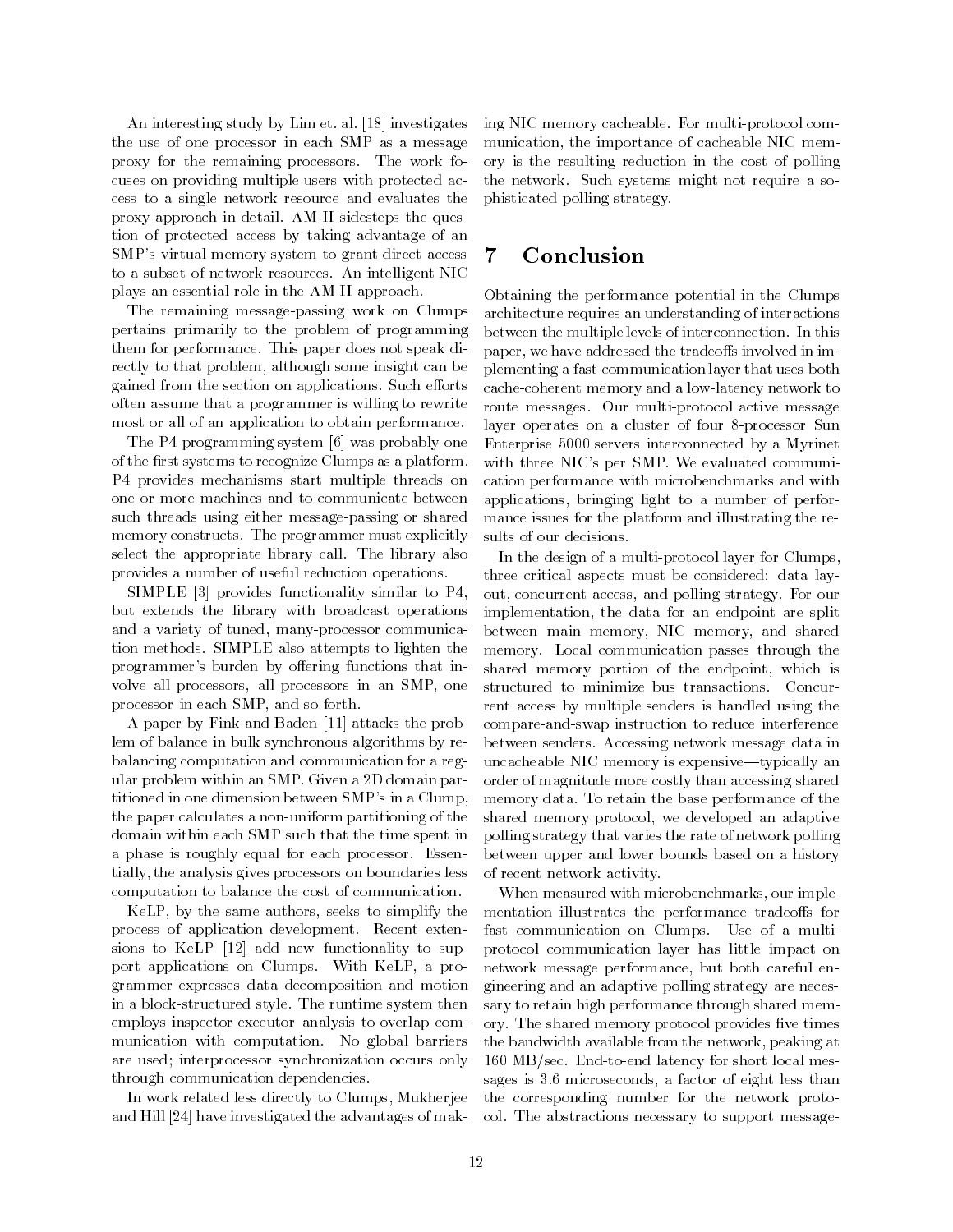An interesting study by Lim et. al. [18] investigates the use of one processor in each SMP as a message proxy for the remaining processors. The work focuses on providing multiple users with protected access to a single network resource and evaluates the proxy approach in detail. AM-II sidesteps the question of protected access by taking advantage of an SMP's virtual memory system to grant direct access to a subset of network resources. An intelligent NIC plays an essential role in the AM-II approach.

The remaining message-passing work on Clumps pertains primarily to the problem of programming them for performance. This paper does not speak directly to that problem, although some insight can be gained from the section on applications. Such efforts often assume that a programmer is willing to rewrite most or all of an application to obtain performance.

The P4 programming system [6] was probably one of the first systems to recognize Clumps as a platform. P4 provides mechanisms start multiple threads on one or more machines and to communicate between such threads using either message-passing or shared memory constructs. The programmer must explicitly select the appropriate library call. The library also provides a number of useful reduction operations.

SIMPLE [3] provides functionality similar to P4, but extends the library with broadcast operations and a variety of tuned, many-processor communication methods. SIMPLE also attempts to lighten the programmer's burden by offering functions that involve all processors, all processors in an SMP, one processor in each SMP, and so forth.

A paper by Fink and Baden [11] attacks the problem of balance in bulk synchronous algorithms by rebalancing computation and communication for a regular problem within an SMP. Given a 2D domain partitioned in one dimension between SMP's in a Clump, the paper calculates a non-uniform partitioning of the domain within each SMP such that the time spent in a phase is roughly equal for each processor. Essentially, the analysis gives processors on boundaries less computation to balance the cost of communication.

KeLP, by the same authors, seeks to simplify the process of application development. Recent extensions to KeLP [12] add new functionality to support applications on Clumps. With KeLP, a programmer expresses data decomposition and motion in a block-structured style. The runtime system then employs inspector-executor analysis to overlap communication with computation. No global barriers are used; interprocessor synchronization occurs only through communication dependencies.

In work related less directly to Clumps, Mukherjee and Hill [24] have investigated the advantages of making NIC memory cacheable. For multi-protocol communication, the importance of cacheable NIC memory is the resulting reduction in the cost of polling the network. Such systems might not require a sophisticated polling strategy.

# 7 Conclusion

Obtaining the performance potential in the Clumps architecture requires an understanding of interactions between the multiple levels of interconnection. In this paper, we have addressed the tradeoffs involved in implementing a fast communication layer that uses both cache-coherent memory and a low-latency network to route messages. Our multi-protocol active message layer operates on a cluster of four 8-processor Sun Enterprise 5000 servers interconnected by a Myrinet with three NIC's per SMP. We evaluated communication performance with microbenchmarks and with applications, bringing light to a number of performance issues for the platform and illustrating the results of our decisions.

In the design of a multi-protocol layer for Clumps, three critical aspects must be considered: data layout, concurrent access, and polling strategy. For our implementation, the data for an endpoint are split between main memory, NIC memory, and shared memory. Local communication passes through the shared memory portion of the endpoint, which is structured to minimize bus transactions. Concurrent access by multiple senders is handled using the compare-and-swap instruction to reduce interference between senders. Accessing network message data in uncacheable NIC memory is expensive—typically an order of magnitude more costly than accessing shared memory data. To retain the base performance of the shared memory protocol, we developed an adaptive polling strategy that varies the rate of network polling between upper and lower bounds based on a history of recent network activity.

When measured with microbenchmarks, our implementation illustrates the performance tradeoffs for fast communication on Clumps. Use of a multi-protocol communication layer has little impact on network message performance, but both careful engineering and an adaptive polling strategy are necessary to retain high performance through shared memory. The shared memory protocol provides five times the bandwidth available from the network, peaking at 160 MB/sec. End-to-end latency for short local messages is 3.6 microseconds, a factor of eight less than the corresponding number for the network protocol. The abstractions necessary to support message-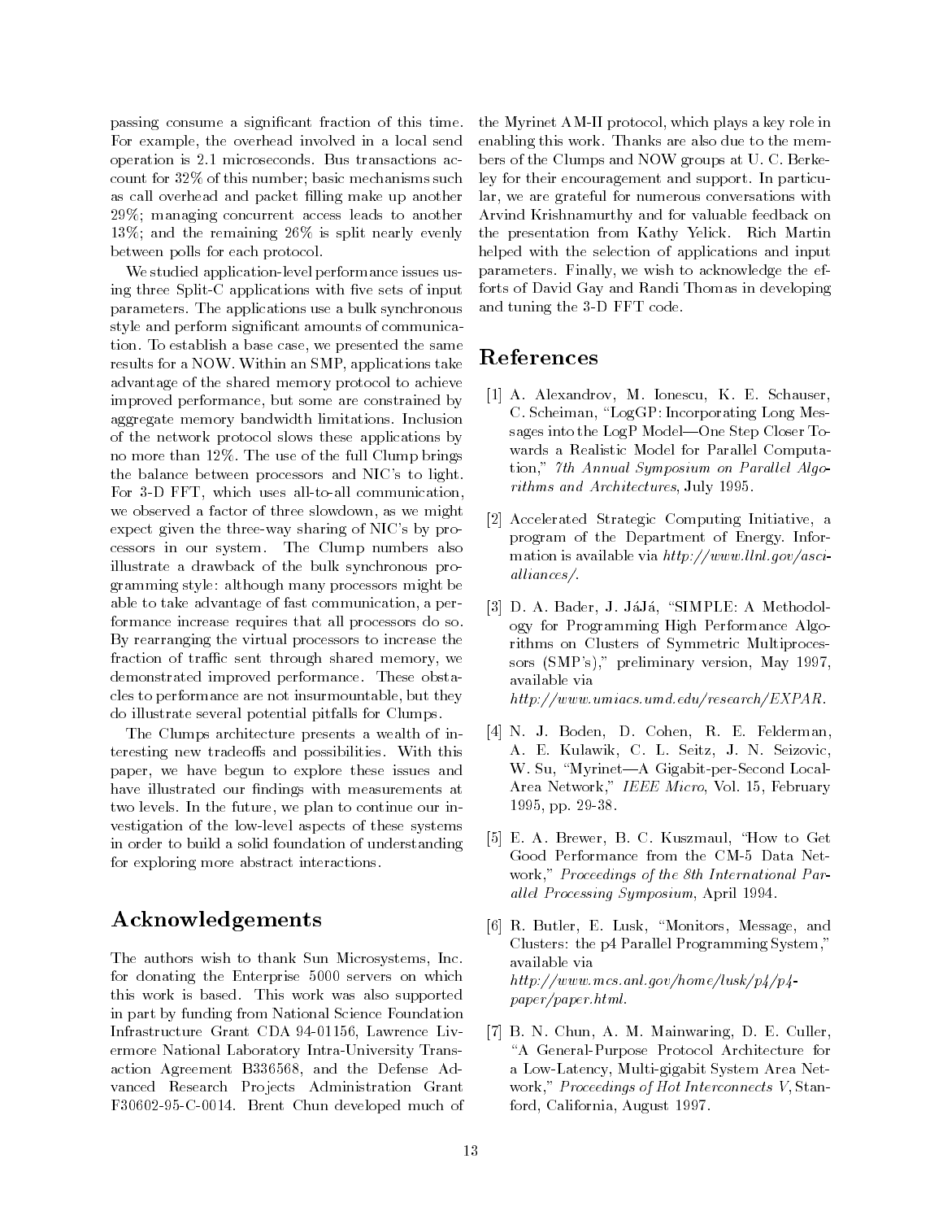passing consume a significant fraction of this time. For example, the overhead involved in a local send operation is 2.1 microseconds. Bus transactions account for 32% of this number; basic mechanisms such as call overhead and packet filling make up another 29%; managing concurrent access leads to another 13%; and the remaining 26% is split nearly evenly between polls for each protocol.

We studied application-level performance issues using three Split-C applications with five sets of input parameters. The applications use a bulk synchronous style and perform significant amounts of communication. To establish a base case, we presented the same results for a NOW. Within an SMP, applications take advantage of the shared memory protocol to achieve improved performance, but some are constrained by aggregate memory bandwidth limitations. Inclusion of the network protocol slows these applications by no more than 12%. The use of the full Clump brings the balance between processors and NIC's to light. For 3-D FFT, which uses all-to-all communication, we observed a factor of three slowdown, as we might expect given the three-way sharing of NIC's by processors in our system. The Clump numbers also illustrate a drawback of the bulk synchronous programming style: although many processors might be able to take advantage of fast communication, a performance increase requires that all processors do so. By rearranging the virtual processors to increase the fraction of traffic sent through shared memory, we demonstrated improved performance. These obstacles to performance are not insurmountable, but they do illustrate several potential pitfalls for Clumps.

The Clumps architecture presents a wealth of interesting new tradeoffs and possibilities. With this paper, we have begun to explore these issues and have illustrated our findings with measurements at two levels. In the future, we plan to continue our investigation of the low-level aspects of these systems in order to build a solid foundation of understanding for exploring more abstract interactions.

## Acknowledgements

The authors wish to thank Sun Microsystems, Inc. for donating the Enterprise 5000 servers on which this work is based. This work was also supported in part by funding from National Science Foundation Infrastructure Grant CDA 94-01156, Lawrence Livermore National Laboratory Intra-University Transaction Agreement B336568, and the Defense Advanced Research Projects Administration Grant F30602-95-C-0014. Brent Chun developed much of the Myrinet AM-II protocol, which plays a key role in enabling this work. Thanks are also due to the members of the Clumps and NOW groups at U. C. Berkeley for their encouragement and support. In particular, we are grateful for numerous conversations with Arvind Krishnamurthy and for valuable feedback on the presentation from Kathy Yelick. Rich Martin helped with the selection of applications and input parameters. Finally, we wish to acknowledge the efforts of David Gay and Randi Thomas in developing and tuning the 3-D FFT code.

## References

[1] A. Alexandrov, M. Ionescu, K. E. Schauser, C. Scheiman, "LogGP: Incorporating Long Messages into the LogP Model—One Step Closer Towards a Realistic Model for Parallel Computation," *7th Annual Symposium on Parallel Algorithms and Architectures*, July 1995.

[2] Accelerated Strategic Computing Initiative, a program of the Department of Energy. Information is available via *http://www.llnl.gov/asci-alliances/*.

[3] D. A. Bader, J. JáJá, "SIMPLE: A Methodology for Programming High Performance Algorithms on Clusters of Symmetric Multiprocessors (SMP's)," preliminary version, May 1997, available via *http://www.umiacs.umd.edu/research/EXPAR*.

[4] N. J. Boden, D. Cohen, R. E. Felderman, A. E. Kulawik, C. L. Seitz, J. N. Seizovic, W. Su, "Myrinet—A Gigabit-per-Second Local-Area Network," *IEEE Micro*, Vol. 15, February 1995, pp. 29-38.

[5] E. A. Brewer, B. C. Kuszmaul, "How to Get Good Performance from the CM-5 Data Network," *Proceedings of the 8th International Parallel Processing Symposium*, April 1994.

[6] R. Butler, E. Lusk, "Monitors, Message, and Clusters: the p4 Parallel Programming System," available via *http://www.mcs.anl.gov/home/lusk/p4/p4-paper/paper.html*.

[7] B. N. Chun, A. M. Mainwaring, D. E. Culler, "A General-Purpose Protocol Architecture for a Low-Latency, Multi-gigabit System Area Network," *Proceedings of Hot Interconnects V*, Stanford, California, August 1997.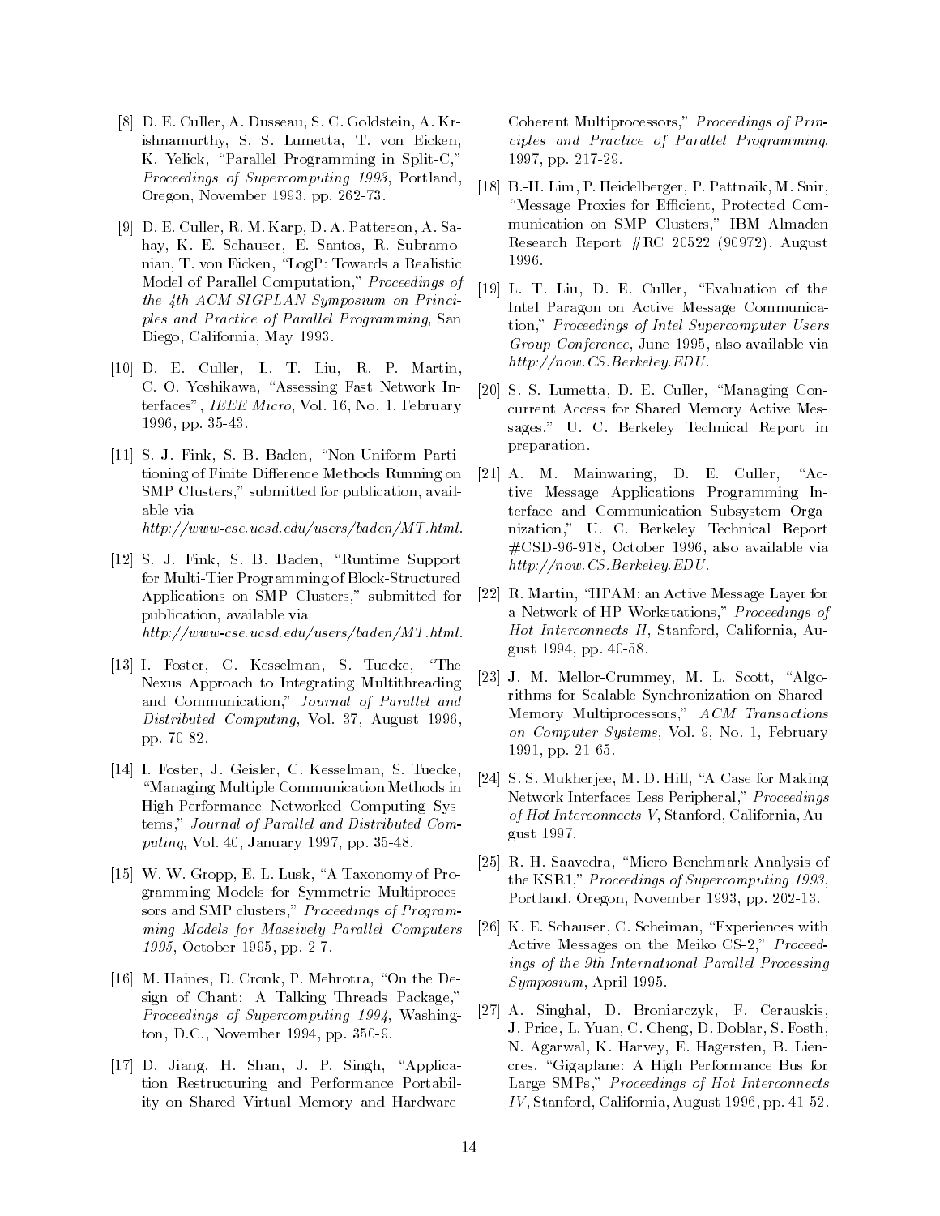[8] D. E. Culler, A. Dusseau, S. C. Goldstein, A. Krishnamurthy, S. S. Lumetta, T. von Eicken, K. Yelick, "Parallel Programming in Split-C," *Proceedings of Supercomputing 1993*, Portland, Oregon, November 1993, pp. 262-73.

[9] D. E. Culler, R. M. Karp, D. A. Patterson, A. Sahay, K. E. Schauser, E. Santos, R. Subramonian, T. von Eicken, "LogP: Towards a Realistic Model of Parallel Computation," *Proceedings of the 4th ACM SIGPLAN Symposium on Principles and Practice of Parallel Programming*, San Diego, California, May 1993.

[10] D. E. Culler, L. T. Liu, R. P. Martin, C. O. Yoshikawa, "Assessing Fast Network Interfaces", *IEEE Micro*, Vol. 16, No. 1, February 1996, pp. 35-43.

[11] S. J. Fink, S. B. Baden, "Non-Uniform Partitioning of Finite Difference Methods Running on SMP Clusters," submitted for publication, available via *http://www-cse.ucsd.edu/users/baden/MT.html*.

[12] S. J. Fink, S. B. Baden, "Runtime Support for Multi-Tier Programming of Block-Structured Applications on SMP Clusters," submitted for publication, available via *http://www-cse.ucsd.edu/users/baden/MT.html*.

[13] I. Foster, C. Kesselman, S. Tuecke, "The Nexus Approach to Integrating Multithreading and Communication," *Journal of Parallel and Distributed Computing*, Vol. 37, August 1996, pp. 70-82.

[14] I. Foster, J. Geisler, C. Kesselman, S. Tuecke, "Managing Multiple Communication Methods in High-Performance Networked Computing Systems," *Journal of Parallel and Distributed Computing*, Vol. 40, January 1997, pp. 35-48.

[15] W. W. Gropp, E. L. Lusk, "A Taxonomy of Programming Models for Symmetric Multiprocessors and SMP clusters," *Proceedings of Programming Models for Massively Parallel Computers 1995*, October 1995, pp. 2-7.

[16] M. Haines, D. Cronk, P. Mehrotra, "On the Design of Chant: A Talking Threads Package," *Proceedings of Supercomputing 1994*, Washington, D.C., November 1994, pp. 350-9.

[17] D. Jiang, H. Shan, J. P. Singh, "Application Restructuring and Performance Portability on Shared Virtual Memory and Hardware-Coherent Multiprocessors," *Proceedings of Principles and Practice of Parallel Programming*, 1997, pp. 217-29.

[18] B.-H. Lim, P. Heidelberger, P. Pattnaik, M. Snir, "Message Proxies for Efficient, Protected Communication on SMP Clusters," IBM Almaden Research Report #RC 20522 (90972), August 1996.

[19] L. T. Liu, D. E. Culler, "Evaluation of the Intel Paragon on Active Message Communication," *Proceedings of Intel Supercomputer Users Group Conference*, June 1995, also available via *http://now.CS.Berkeley.EDU*.

[20] S. S. Lumetta, D. E. Culler, "Managing Concurrent Access for Shared Memory Active Messages," U. C. Berkeley Technical Report in preparation.

[21] A. M. Mainwaring, D. E. Culler, "Active Message Applications Programming Interface and Communication Subsystem Organization," U. C. Berkeley Technical Report #CSD-96-918, October 1996, also available via *http://now.CS.Berkeley.EDU*.

[22] R. Martin, "HPAM: an Active Message Layer for a Network of HP Workstations," *Proceedings of Hot Interconnects II*, Stanford, California, August 1994, pp. 40-58.

[23] J. M. Mellor-Crummey, M. L. Scott, "Algorithms for Scalable Synchronization on Shared-Memory Multiprocessors," *ACM Transactions on Computer Systems*, Vol. 9, No. 1, February 1991, pp. 21-65.

[24] S. S. Mukherjee, M. D. Hill, "A Case for Making Network Interfaces Less Peripheral," *Proceedings of Hot Interconnects V*, Stanford, California, August 1997.

[25] R. H. Saavedra, "Micro Benchmark Analysis of the KSR1," *Proceedings of Supercomputing 1993*, Portland, Oregon, November 1993, pp. 202-13.

[26] K. E. Schauser, C. Scheiman, "Experiences with Active Messages on the Meiko CS-2," *Proceedings of the 9th International Parallel Processing Symposium*, April 1995.

[27] A. Singhal, D. Broniarczyk, F. Cerauskis, J. Price, L. Yuan, C. Cheng, D. Doblar, S. Fosth, N. Agarwal, K. Harvey, E. Hagersten, B. Liencres, "Gigaplane: A High Performance Bus for Large SMPs," *Proceedings of Hot Interconnects IV*, Stanford, California, August 1996, pp. 41-52.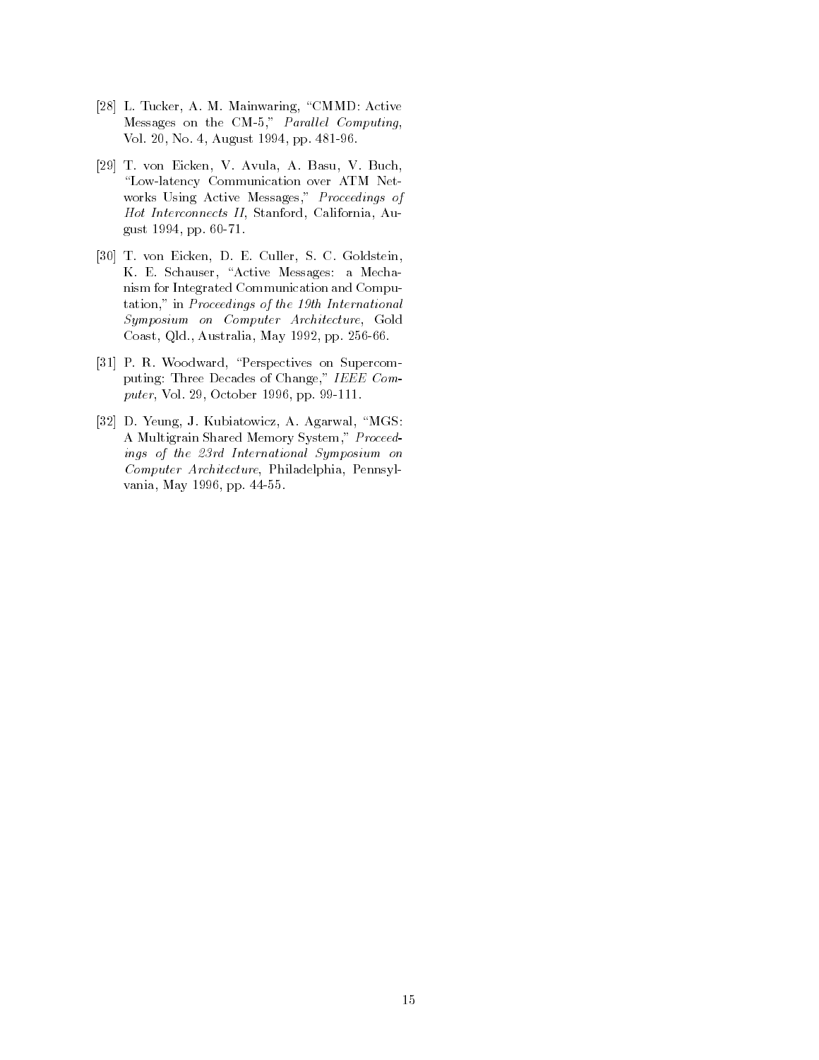[28] L. Tucker, A. M. Mainwaring, "CMMD: Active Messages on the CM-5," *Parallel Computing*, Vol. 20, No. 4, August 1994, pp. 481-96.

[29] T. von Eicken, V. Avula, A. Basu, V. Buch, "Low-latency Communication over ATM Networks Using Active Messages," *Proceedings of Hot Interconnects II*, Stanford, California, August 1994, pp. 60-71.

[30] T. von Eicken, D. E. Culler, S. C. Goldstein, K. E. Schauser, "Active Messages: a Mechanism for Integrated Communication and Computation," in *Proceedings of the 19th International Symposium on Computer Architecture*, Gold Coast, Qld., Australia, May 1992, pp. 256-66.

[31] P. R. Woodward, "Perspectives on Supercomputing: Three Decades of Change," *IEEE Computer*, Vol. 29, October 1996, pp. 99-111.

[32] D. Yeung, J. Kubiatowicz, A. Agarwal, "MGS: A Multigrain Shared Memory System," *Proceedings of the 23rd International Symposium on Computer Architecture*, Philadelphia, Pennsylvania, May 1996, pp. 44-55.